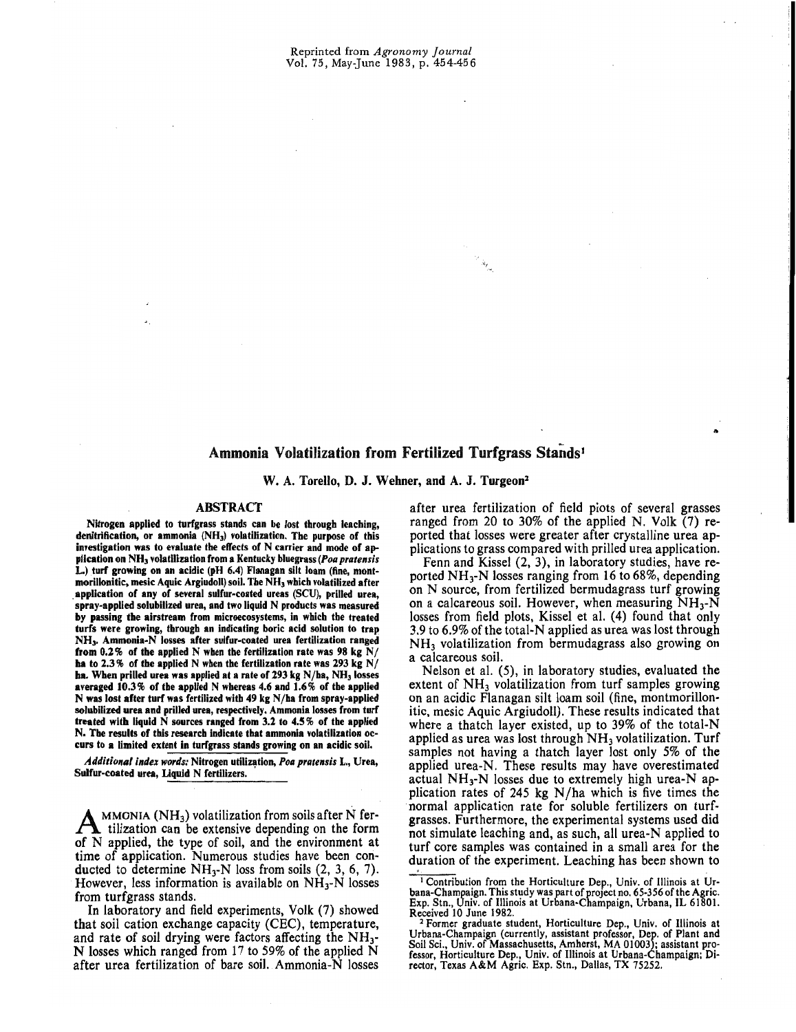Reprinted from *Agronomy Journal*
Vol. 75, May-June 1983, p. 454-456

# Ammonia Volatilization from Fertilized Turfgrass Stands[1]

W. A. Torello, D. J. Wehner, and A. J. Turgeon[2]

## ABSTRACT

**Nitrogen applied to turfgrass stands can be lost through leaching, denitrification, or ammonia ($NH_3$) volatilization. The purpose of this investigation was to evaluate the effects of N carrier and mode of application on $NH_3$ volatilization from a Kentucky bluegrass (*Poa pratensis* L.) turf growing on an acidic (pH 6.4) Flanagan silt loam (fine, montmorillonitic, mesic Aquic Argiudoll) soil. The $NH_3$ which volatilized after application of any of several sulfur-coated ureas (SCU), prilled urea, spray-applied solubilized urea, and two liquid N products was measured by passing the airstream from microecosystems, in which the treated turfs were growing, through an indicating boric acid solution to trap $NH_3$. Ammonia-N losses after sulfur-coated urea fertilization ranged from 0.2% of the applied N when the fertilization rate was 98 kg N/ha to 2.3% of the applied N when the fertilization rate was 293 kg N/ha. When prilled urea was applied at a rate of 293 kg N/ha, $NH_3$ losses averaged 10.3% of the applied N whereas 4.6 and 1.6% of the applied N was lost after turf was fertilized with 49 kg N/ha from spray-applied solubilized urea and prilled urea, respectively. Ammonia losses from turf treated with liquid N sources ranged from 3.2 to 4.5% of the applied N. The results of this research indicate that ammonia volatilization occurs to a limited extent in turfgrass stands growing on an acidic soil.**

***Additional index words:*** **Nitrogen utilization, *Poa pratensis* L., Urea, Sulfur-coated urea, Liquid N fertilizers.**

AMMONIA ($NH_3$) volatilization from soils after N fertilization can be extensive depending on the form of N applied, the type of soil, and the environment at time of application. Numerous studies have been conducted to determine $NH_3$-N loss from soils (2, 3, 6, 7). However, less information is available on $NH_3$-N losses from turfgrass stands.

In laboratory and field experiments, Volk (7) showed that soil cation exchange capacity (CEC), temperature, and rate of soil drying were factors affecting the $NH_3$-N losses which ranged from 17 to 59% of the applied N after urea fertilization of bare soil. Ammonia-N losses after urea fertilization of field plots of several grasses ranged from 20 to 30% of the applied N. Volk (7) reported that losses were greater after crystalline urea applications to grass compared with prilled urea application.

Fenn and Kissel (2, 3), in laboratory studies, have reported $NH_3$-N losses ranging from 16 to 68%, depending on N source, from fertilized bermudagrass turf growing on a calcareous soil. However, when measuring $NH_3$-N losses from field plots, Kissel et al. (4) found that only 3.9 to 6.9% of the total-N applied as urea was lost through $NH_3$ volatilization from bermudagrass also growing on a calcareous soil.

Nelson et al. (5), in laboratory studies, evaluated the extent of $NH_3$ volatilization from turf samples growing on an acidic Flanagan silt loam soil (fine, montmorillonitic, mesic Aquic Argiudoll). These results indicated that where a thatch layer existed, up to 39% of the total-N applied as urea was lost through $NH_3$ volatilization. Turf samples not having a thatch layer lost only 5% of the applied urea-N. These results may have overestimated actual $NH_3$-N losses due to extremely high urea-N application rates of 245 kg N/ha which is five times the normal application rate for soluble fertilizers on turfgrasses. Furthermore, the experimental systems used did not simulate leaching and, as such, all urea-N applied to turf core samples was contained in a small area for the duration of the experiment. Leaching has been shown to

[1] Contribution from the Horticulture Dep., Univ. of Illinois at Urbana-Champaign. This study was part of project no. 65-356 of the Agric. Exp. Stn., Univ. of Illinois at Urbana-Champaign, Urbana, IL 61801. Received 10 June 1982.

[2] Former graduate student, Horticulture Dep., Univ. of Illinois at Urbana-Champaign (currently, assistant professor, Dep. of Plant and Soil Sci., Univ. of Massachusetts, Amherst, MA 01003); assistant professor, Horticulture Dep., Univ. of Illinois at Urbana-Champaign; Director, Texas A&M Agric. Exp. Stn., Dallas, TX 75252.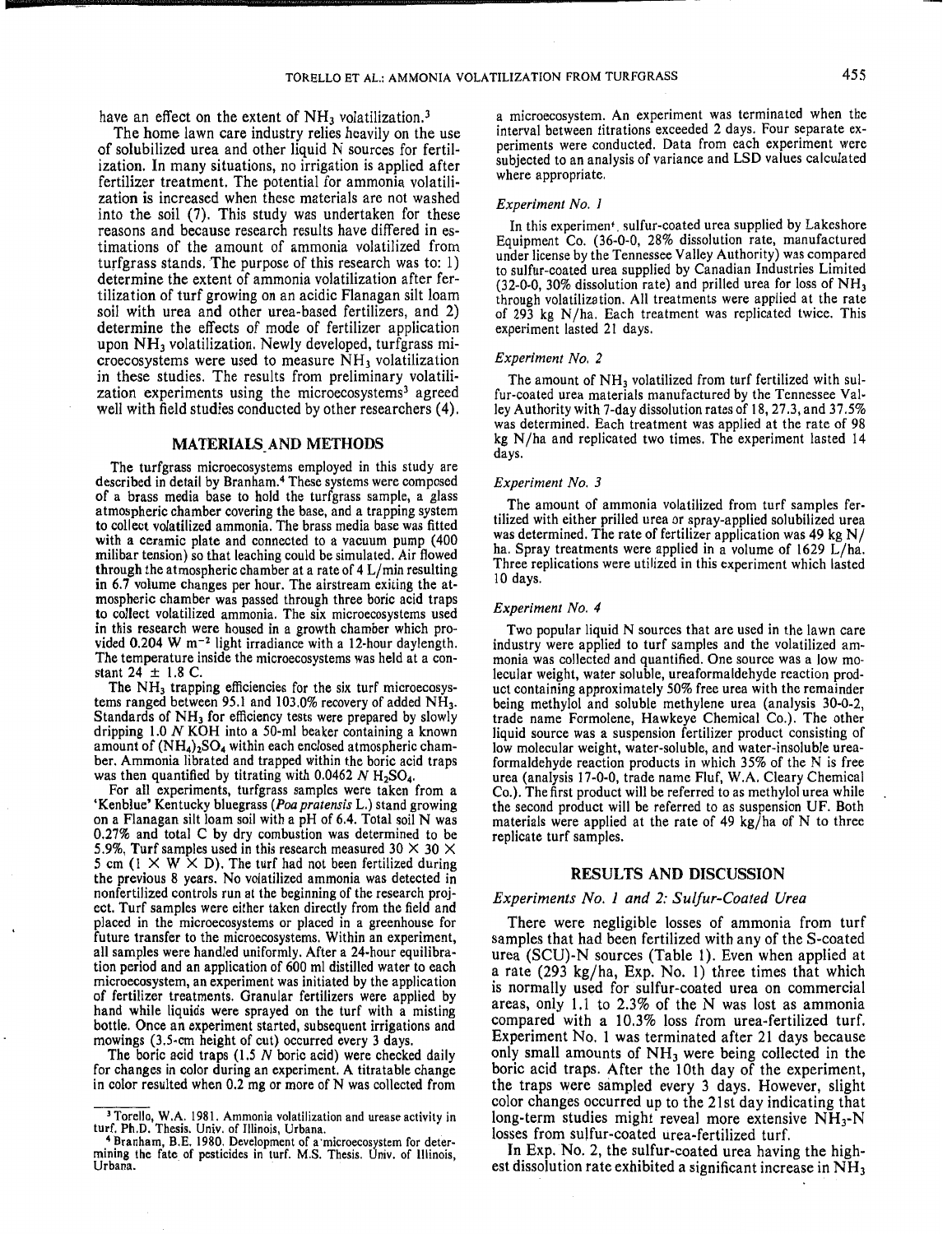have an effect on the extent of $NH_3$ volatilization.[3]

The home lawn care industry relies heavily on the use of solubilized urea and other liquid N sources for fertilization. In many situations, no irrigation is applied after fertilizer treatment. The potential for ammonia volatilization is increased when these materials are not washed into the soil (7). This study was undertaken for these reasons and because research results have differed in estimations of the amount of ammonia volatilized from turfgrass stands. The purpose of this research was to: 1) determine the extent of ammonia volatilization after fertilization of turf growing on an acidic Flanagan silt loam soil with urea and other urea-based fertilizers, and 2) determine the effects of mode of fertilizer application upon $NH_3$ volatilization. Newly developed, turfgrass microecosystems were used to measure $NH_3$ volatilization in these studies. The results from preliminary volatilization experiments using the microecosystems[3] agreed well with field studies conducted by other researchers (4).

## MATERIALS AND METHODS

The turfgrass microecosystems employed in this study are described in detail by Branham.[4] These systems were composed of a brass media base to hold the turfgrass sample, a glass atmospheric chamber covering the base, and a trapping system to collect volatilized ammonia. The brass media base was fitted with a ceramic plate and connected to a vacuum pump (400 milibar tension) so that leaching could be simulated. Air flowed through the atmospheric chamber at a rate of 4 L/min resulting in 6.7 volume changes per hour. The airstream exiting the atmospheric chamber was passed through three boric acid traps to collect volatilized ammonia. The six microecosystems used in this research were housed in a growth chamber which provided 0.204 W $m^{-2}$ light irradiance with a 12-hour daylength. The temperature inside the microecosystems was held at a constant 24 ± 1.8 C.

The $NH_3$ trapping efficiencies for the six turf microecosystems ranged between 95.1 and 103.0% recovery of added $NH_3$. Standards of $NH_3$ for efficiency tests were prepared by slowly dripping 1.0 *N* KOH into a 50-ml beaker containing a known amount of $(NH_4)_2SO_4$ within each enclosed atmospheric chamber. Ammonia librated and trapped within the boric acid traps was then quantified by titrating with 0.0462 *N* $H_2SO_4$.

For all experiments, turfgrass samples were taken from a 'Kenblue' Kentucky bluegrass (*Poa pratensis* L.) stand growing on a Flanagan silt loam soil with a pH of 6.4. Total soil N was 0.27% and total C by dry combustion was determined to be 5.9%. Turf samples used in this research measured 30 × 30 × 5 cm (l × W × D). The turf had not been fertilized during the previous 8 years. No volatilized ammonia was detected in nonfertilized controls run at the beginning of the research project. Turf samples were either taken directly from the field and placed in the microecosystems or placed in a greenhouse for future transfer to the microecosystems. Within an experiment, all samples were handled uniformly. After a 24-hour equilibration period and an application of 600 ml distilled water to each microecosystem, an experiment was initiated by the application of fertilizer treatments. Granular fertilizers were applied by hand while liquids were sprayed on the turf with a misting bottle. Once an experiment started, subsequent irrigations and mowings (3.5-cm height of cut) occurred every 3 days.

The boric acid traps (1.5 *N* boric acid) were checked daily for changes in color during an experiment. A titratable change in color resulted when 0.2 mg or more of N was collected from a microecosystem. An experiment was terminated when the interval between titrations exceeded 2 days. Four separate experiments were conducted. Data from each experiment were subjected to an analysis of variance and LSD values calculated where appropriate.

### *Experiment No. 1*

In this experiment, sulfur-coated urea supplied by Lakeshore Equipment Co. (36-0-0, 28% dissolution rate, manufactured under license by the Tennessee Valley Authority) was compared to sulfur-coated urea supplied by Canadian Industries Limited (32-0-0, 30% dissolution rate) and prilled urea for loss of $NH_3$ through volatilization. All treatments were applied at the rate of 293 kg N/ha. Each treatment was replicated twice. This experiment lasted 21 days.

### *Experiment No. 2*

The amount of $NH_3$ volatilized from turf fertilized with sulfur-coated urea materials manufactured by the Tennessee Valley Authority with 7-day dissolution rates of 18, 27.3, and 37.5% was determined. Each treatment was applied at the rate of 98 kg N/ha and replicated two times. The experiment lasted 14 days.

### *Experiment No. 3*

The amount of ammonia volatilized from turf samples fertilized with either prilled urea or spray-applied solubilized urea was determined. The rate of fertilizer application was 49 kg N/ha. Spray treatments were applied in a volume of 1629 L/ha. Three replications were utilized in this experiment which lasted 10 days.

### *Experiment No. 4*

Two popular liquid N sources that are used in the lawn care industry were applied to turf samples and the volatilized ammonia was collected and quantified. One source was a low molecular weight, water soluble, ureaformaldehyde reaction product containing approximately 50% free urea with the remainder being methylol and soluble methylene urea (analysis 30-0-2, trade name Formolene, Hawkeye Chemical Co.). The other liquid source was a suspension fertilizer product consisting of low molecular weight, water-soluble, and water-insoluble ureaformaldehyde reaction products in which 35% of the N is free urea (analysis 17-0-0, trade name Fluf, W.A. Cleary Chemical Co.). The first product will be referred to as methylol urea while the second product will be referred to as suspension UF. Both materials were applied at the rate of 49 kg/ha of N to three replicate turf samples.

## RESULTS AND DISCUSSION

### *Experiments No. 1 and 2: Sulfur-Coated Urea*

There were negligible losses of ammonia from turf samples that had been fertilized with any of the S-coated urea (SCU)-N sources (Table 1). Even when applied at a rate (293 kg/ha, Exp. No. 1) three times that which is normally used for sulfur-coated urea on commercial areas, only 1.1 to 2.3% of the N was lost as ammonia compared with a 10.3% loss from urea-fertilized turf. Experiment No. 1 was terminated after 21 days because only small amounts of $NH_3$ were being collected in the boric acid traps. After the 10th day of the experiment, the traps were sampled every 3 days. However, slight color changes occurred up to the 21st day indicating that long-term studies might reveal more extensive $NH_3$-N losses from sulfur-coated urea-fertilized turf.

In Exp. No. 2, the sulfur-coated urea having the highest dissolution rate exhibited a significant increase in $NH_3$

---

[3] Torello, W.A. 1981. Ammonia volatilization and urease activity in turf. Ph.D. Thesis. Univ. of Illinois, Urbana.

[4] Branham, B.E. 1980. Development of a microecosystem for determining the fate of pesticides in turf. M.S. Thesis. Univ. of Illinois, Urbana.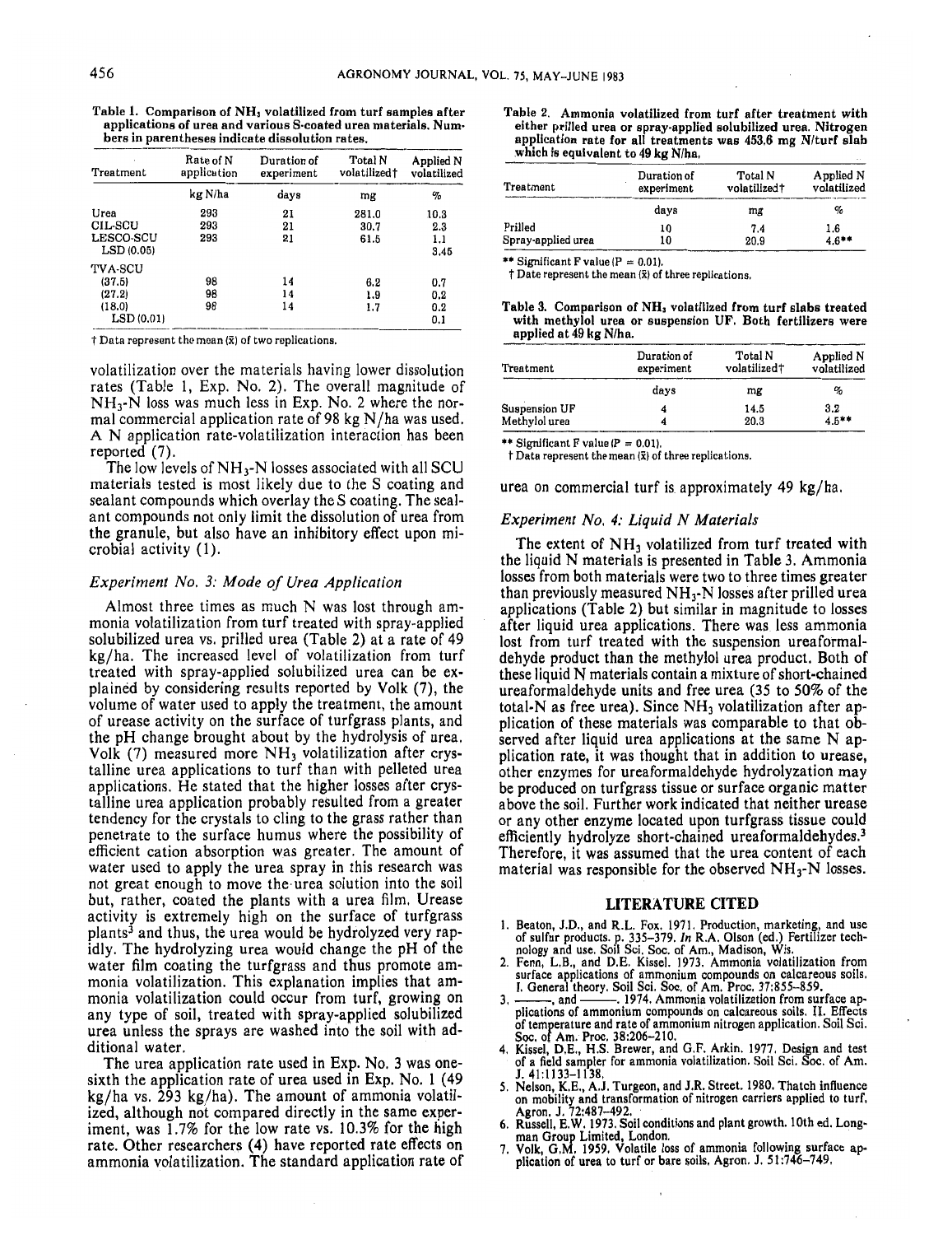Table 1. Comparison of $NH_3$ volatilized from turf samples after applications of urea and various S-coated urea materials. Numbers in parentheses indicate dissolution rates.

| Treatment | Rate of N application | Duration of experiment | Total N volatilized† | Applied N volatilized |
|---|---|---|---|---|
| | kg N/ha | days | mg | % |
| Urea | 293 | 21 | 281.0 | 10.3 |
| CIL-SCU | 293 | 21 | 30.7 | 2.3 |
| LESCO-SCU | 293 | 21 | 61.5 | 1.1 |
| LSD (0.05) | | | | 3.45 |
| TVA-SCU | | | | |
| (37.5) | 98 | 14 | 6.2 | 0.7 |
| (27.2) | 98 | 14 | 1.9 | 0.2 |
| (18.0) | 98 | 14 | 1.7 | 0.2 |
| LSD (0.01) | | | | 0.1 |

† Data represent the mean ($\bar{x}$) of two replications.

volatilization over the materials having lower dissolution rates (Table 1, Exp. No. 2). The overall magnitude of $NH_3$-N loss was much less in Exp. No. 2 where the normal commercial application rate of 98 kg N/ha was used. A N application rate-volatilization interaction has been reported (7).

The low levels of $NH_3$-N losses associated with all SCU materials tested is most likely due to the S coating and sealant compounds which overlay the S coating. The sealant compounds not only limit the dissolution of urea from the granule, but also have an inhibitory effect upon microbial activity (1).

### *Experiment No. 3: Mode of Urea Application*

Almost three times as much N was lost through ammonia volatilization from turf treated with spray-applied solubilized urea vs. prilled urea (Table 2) at a rate of 49 kg/ha. The increased level of volatilization from turf treated with spray-applied solubilized urea can be explained by considering results reported by Volk (7), the volume of water used to apply the treatment, the amount of urease activity on the surface of turfgrass plants, and the pH change brought about by the hydrolysis of urea. Volk (7) measured more $NH_3$ volatilization after crystalline urea applications to turf than with pelleted urea applications. He stated that the higher losses after crystalline urea application probably resulted from a greater tendency for the crystals to cling to the grass rather than penetrate to the surface humus where the possibility of efficient cation absorption was greater. The amount of water used to apply the urea spray in this research was not great enough to move the urea solution into the soil but, rather, coated the plants with a urea film. Urease activity is extremely high on the surface of turfgrass plants[3] and thus, the urea would be hydrolyzed very rapidly. The hydrolyzing urea would change the pH of the water film coating the turfgrass and thus promote ammonia volatilization. This explanation implies that ammonia volatilization could occur from turf, growing on any type of soil, treated with spray-applied solubilized urea unless the sprays are washed into the soil with additional water.

The urea application rate used in Exp. No. 3 was one-sixth the application rate of urea used in Exp. No. 1 (49 kg/ha vs. 293 kg/ha). The amount of ammonia volatilized, although not compared directly in the same experiment, was 1.7% for the low rate vs. 10.3% for the high rate. Other researchers (4) have reported rate effects on ammonia volatilization. The standard application rate of urea on commercial turf is approximately 49 kg/ha.

Table 2. Ammonia volatilized from turf after treatment with either prilled urea or spray-applied solubilized urea. Nitrogen application rate for all treatments was 453.6 mg N/turf slab which is equivalent to 49 kg N/ha.

| Treatment | Duration of experiment | Total N volatilized† | Applied N volatilized |
|---|---|---|---|
| | days | mg | % |
| Prilled | 10 | 7.4 | 1.6 |
| Spray-applied urea | 10 | 20.9 | 4.6** |

** Significant F value ($P = 0.01$).
† Date represent the mean ($\bar{x}$) of three replications.

Table 3. Comparison of $NH_3$ volatilized from turf slabs treated with methylol urea or suspension UF. Both fertilizers were applied at 49 kg N/ha.

| Treatment | Duration of experiment | Total N volatilized† | Applied N volatilized |
|---|---|---|---|
| | days | mg | % |
| Suspension UF | 4 | 14.5 | 3.2 |
| Methylol urea | 4 | 20.3 | 4.5** |

** Significant F value ($P = 0.01$).
† Data represent the mean ($\bar{x}$) of three replications.

### *Experiment No. 4: Liquid N Materials*

The extent of $NH_3$ volatilized from turf treated with the liquid N materials is presented in Table 3. Ammonia losses from both materials were two to three times greater than previously measured $NH_3$-N losses after prilled urea applications (Table 2) but similar in magnitude to losses after liquid urea applications. There was less ammonia lost from turf treated with the suspension ureaformaldehyde product than the methylol urea product. Both of these liquid N materials contain a mixture of short-chained ureaformaldehyde units and free urea (35 to 50% of the total-N as free urea). Since $NH_3$ volatilization after application of these materials was comparable to that observed after liquid urea applications at the same N application rate, it was thought that in addition to urease, other enzymes for ureaformaldehyde hydrolyzation may be produced on turfgrass tissue or surface organic matter above the soil. Further work indicated that neither urease or any other enzyme located upon turfgrass tissue could efficiently hydrolyze short-chained ureaformaldehydes.[3] Therefore, it was assumed that the urea content of each material was responsible for the observed $NH_3$-N losses.

## LITERATURE CITED

1. Beaton, J.D., and R.L. Fox. 1971. Production, marketing, and use of sulfur products. p. 335–379. *In* R.A. Olson (ed.) Fertilizer technology and use. Soil Sci. Soc. of Am., Madison, Wis.
2. Fenn, L.B., and D.E. Kissel. 1973. Ammonia volatilization from surface applications of ammonium compounds on calcareous soils. I. General theory. Soil Sci. Soc. of Am. Proc. 37:855–859.
3. ———, and ———. 1974. Ammonia volatilization from surface applications of ammonium compounds on calcareous soils. II. Effects of temperature and rate of ammonium nitrogen application. Soil Sci. Soc. of Am. Proc. 38:206–210.
4. Kissel, D.E., H.S. Brewer, and G.F. Arkin. 1977. Design and test of a field sampler for ammonia volatilization. Soil Sci. Soc. of Am. J. 41:1133–1138.
5. Nelson, K.E., A.J. Turgeon, and J.R. Street. 1980. Thatch influence on mobility and transformation of nitrogen carriers applied to turf. Agron. J. 72:487–492.
6. Russell, E.W. 1973. Soil conditions and plant growth. 10th ed. Longman Group Limited, London.
7. Volk, G.M. 1959. Volatile loss of ammonia following surface application of urea to turf or bare soils. Agron. J. 51:746–749.